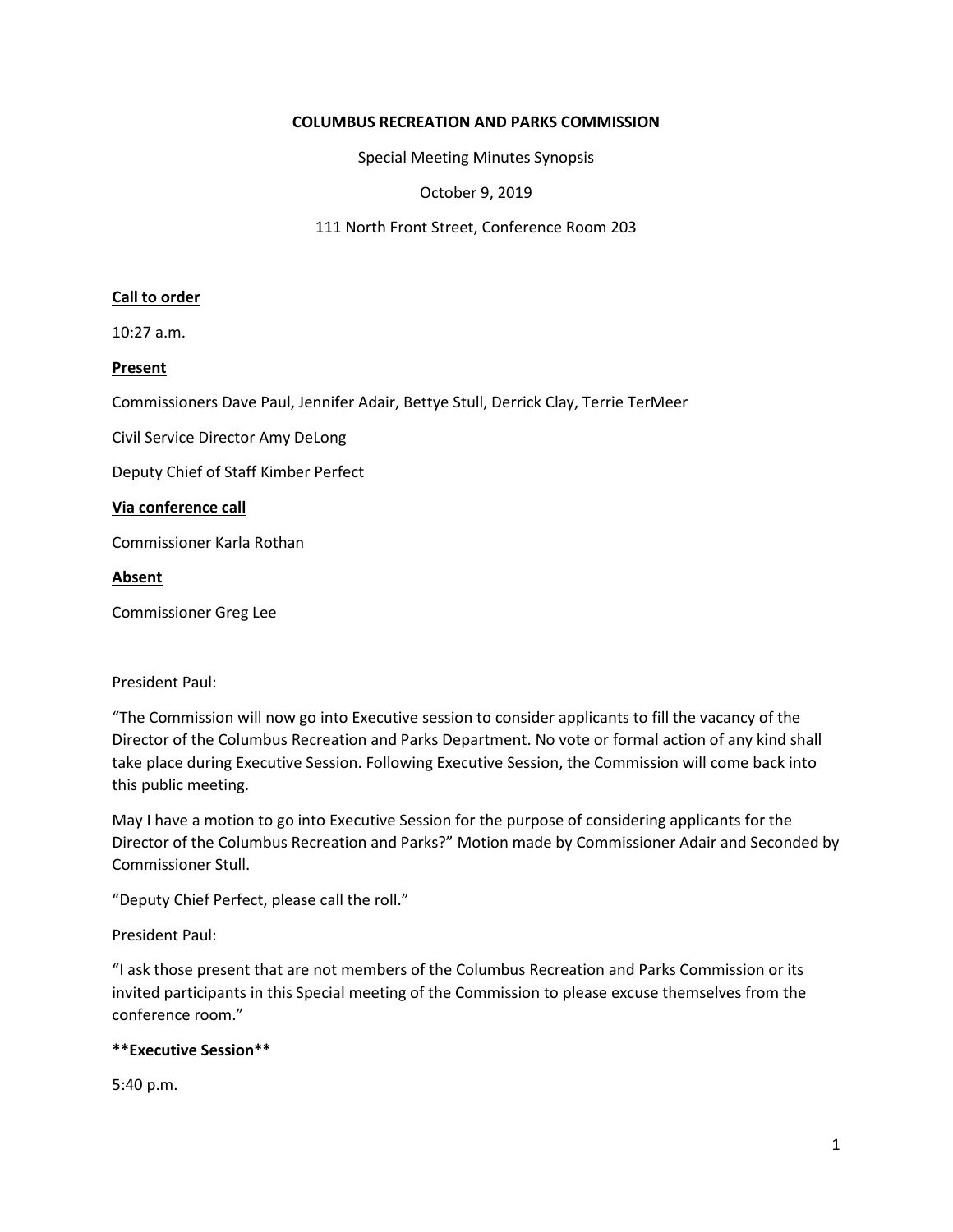**COLUMBUS RECREATION AND PARKS COMMISSION**

Special Meeting Minutes Synopsis

October 9, 2019

111 North Front Street, Conference Room 203

**Call to order**

10:27 a.m.

**Present**

Commissioners Dave Paul, Jennifer Adair, Bettye Stull, Derrick Clay, Terrie TerMeer

Civil Service Director Amy DeLong

Deputy Chief of Staff Kimber Perfect

**Via conference call**

Commissioner Karla Rothan

**Absent**

Commissioner Greg Lee

President Paul:

"The Commission will now go into Executive session to consider applicants to fill the vacancy of the Director of the Columbus Recreation and Parks Department. No vote or formal action of any kind shall take place during Executive Session. Following Executive Session, the Commission will come back into this public meeting.

May I have a motion to go into Executive Session for the purpose of considering applicants for the Director of the Columbus Recreation and Parks?" Motion made by Commissioner Adair and Seconded by Commissioner Stull.

"Deputy Chief Perfect, please call the roll."

President Paul:

"I ask those present that are not members of the Columbus Recreation and Parks Commission or its invited participants in this Special meeting of the Commission to please excuse themselves from the conference room."

****Executive Session****

5:40 p.m.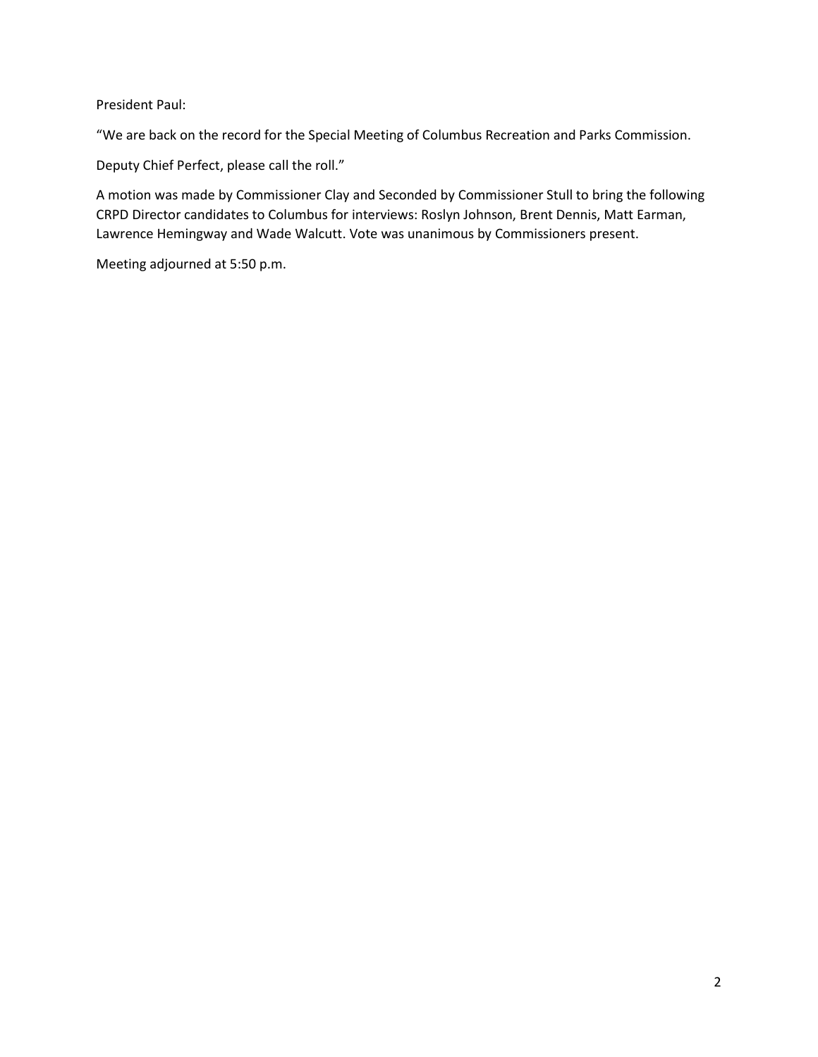President Paul:

"We are back on the record for the Special Meeting of Columbus Recreation and Parks Commission.

Deputy Chief Perfect, please call the roll."

A motion was made by Commissioner Clay and Seconded by Commissioner Stull to bring the following CRPD Director candidates to Columbus for interviews: Roslyn Johnson, Brent Dennis, Matt Earman, Lawrence Hemingway and Wade Walcutt. Vote was unanimous by Commissioners present.

Meeting adjourned at 5:50 p.m.